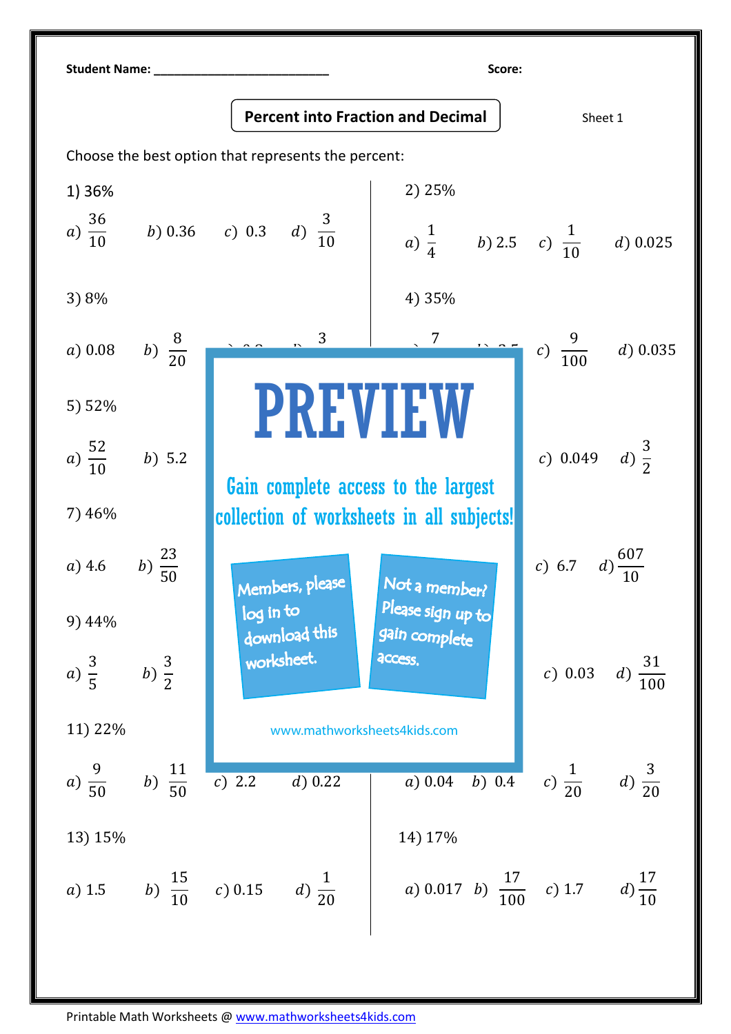**Student Name:** ___________________________ **Score:**

## Percent into Fraction and Decimal

Sheet 1

Choose the best option that represents the percent:

1) 36%

$a)\ \frac{36}{10}$ $b)\ 0.36$ $c)\ 0.3$ $d)\ \frac{3}{10}$

2) 25%

$a)\ \frac{1}{4}$ $b)\ 2.5$ $c)\ \frac{1}{10}$ $d)\ 0.025$

3) 8%

$a)\ 0.08$ $b)\ \frac{8}{20}$

4) 35%

$c)\ \frac{9}{100}$ $d)\ 0.035$

5) 52%

$a)\ \frac{52}{10}$ $b)\ 5.2$

6)

$c)\ 0.049$ $d)\ \frac{3}{2}$

7) 46%

$a)\ 4.6$ $b)\ \frac{23}{50}$

8)

$c)\ 6.7$ $d)\ \frac{607}{10}$

9) 44%

$a)\ \frac{3}{5}$ $b)\ \frac{3}{2}$

10)

$c)\ 0.03$ $d)\ \frac{31}{100}$

11) 22%

$a)\ \frac{9}{50}$ $b)\ \frac{11}{50}$ $c)\ 2.2$ $d)\ 0.22$

12)

$a)\ 0.04$ $b)\ 0.4$ $c)\ \frac{1}{20}$ $d)\ \frac{3}{20}$

13) 15%

$a)\ 1.5$ $b)\ \frac{15}{10}$ $c)\ 0.15$ $d)\ \frac{1}{20}$

14) 17%

$a)\ 0.017$ $b)\ \frac{17}{100}$ $c)\ 1.7$ $d)\ \frac{17}{10}$

PREVIEW

Gain complete access to the largest collection of worksheets in all subjects!

Members, please log in to download this worksheet.

Not a member? Please sign up to gain complete access.

www.mathworksheets4kids.com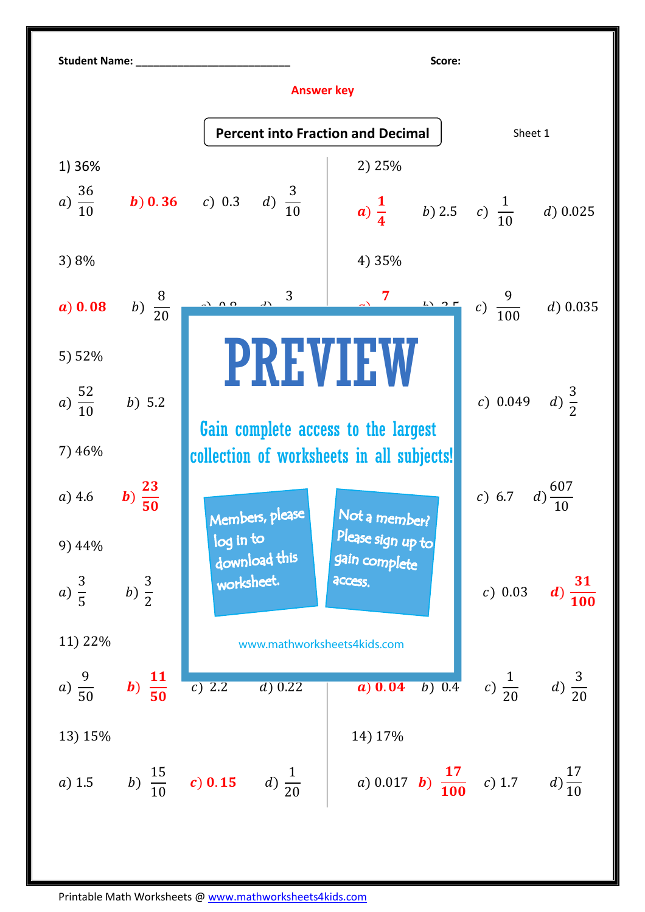Student Name: ___________________________ Score:

**Answer key**

## Percent into Fraction and Decimal

Sheet 1

1) 36%

$a)\ \frac{36}{10}$ **$b)\ 0.36$** $c)\ 0.3$ $d)\ \frac{3}{10}$

2) 25%

**$a)\ \frac{1}{4}$** $b)\ 2.5$ $c)\ \frac{1}{10}$ $d)\ 0.025$

3) 8%

**$a)\ 0.08$** $b)\ \frac{8}{20}$ $c)\ 0.8$ $d)\ \frac{3}{}$

4) 35%

**$a)\ \frac{7}{}$** $b)\ 3.5$ $c)\ \frac{9}{100}$ $d)\ 0.035$

5) 52%

$a)\ \frac{52}{10}$ $b)\ 5.2$

$c)\ 0.049$ $d)\ \frac{3}{2}$

7) 46%

$a)\ 4.6$ **$b)\ \frac{23}{50}$**

$c)\ 6.7$ $d)\ \frac{607}{10}$

9) 44%

$a)\ \frac{3}{5}$ $b)\ \frac{3}{2}$

$c)\ 0.03$ **$d)\ \frac{31}{100}$**

11) 22%

$a)\ \frac{9}{50}$ **$b)\ \frac{11}{50}$** $c)\ 2.2$ $d)\ 0.22$

**$a)\ 0.04$** $b)\ 0.4$ $c)\ \frac{1}{20}$ $d)\ \frac{3}{20}$

13) 15%

$a)\ 1.5$ $b)\ \frac{15}{10}$ **$c)\ 0.15$** $d)\ \frac{1}{20}$

14) 17%

$a)\ 0.017$ **$b)\ \frac{17}{100}$** $c)\ 1.7$ $d)\ \frac{17}{10}$

Printable Math Worksheets @ www.mathworksheets4kids.com